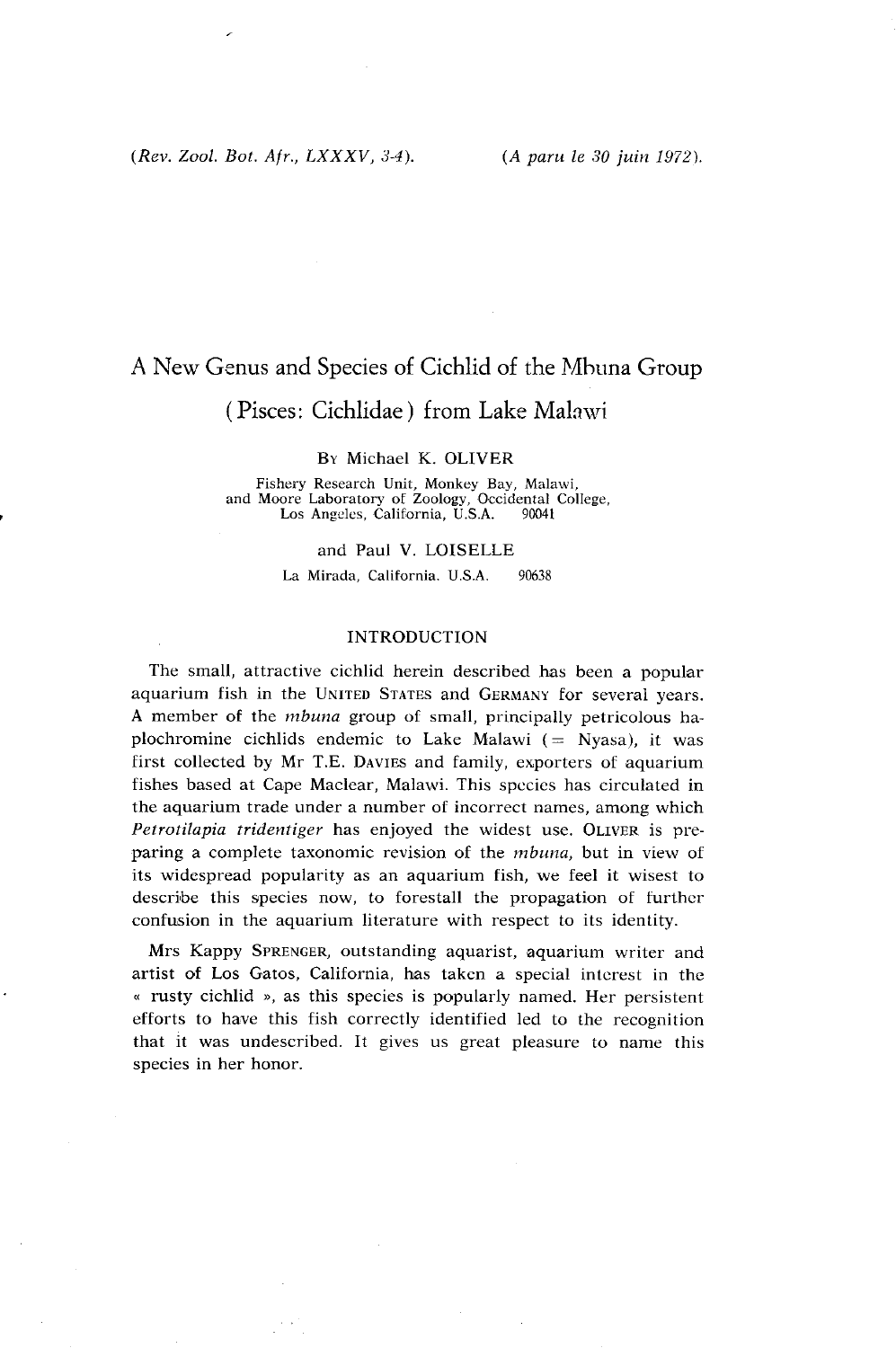# A New Genus and Species of Cichlid of the Mbuna Group (Pisces: Cichlidae) from Lake Malawi

By Michael K. OLIVER

Fishery Research Unit, Monkey Bay, Malawi, and Moore Laboratory of Zoology, Occidental College, Los Angeles, California, U.S.A. 90041

and Paul V. LOISELLE

La Mirada, California. U.S.A. 90638

## INTRODUCTION

The small, attractive cichlid herein described has been a popular aquarium fish in the UNITED STATES and GERMANY for several years. A member of the *mbuna* group of small, principally petricolous haplochromine cichlids endemic to Lake Malawi (= Nyasa), it was first collected by Mr T.E. DAVIES and family, exporters of aquarium fishes based at Cape Maclear, Malawi. This species has circulated in the aquarium trade under a number of incorrect names, among which *Petrotilapia tridentiger* has enjoyed the widest use. OLIVER is preparing a complete taxonomic revision of the *mbuna*, but in view of its widespread popularity as an aquarium fish, we feel it wisest to describe this species now, to forestall the propagation of further confusion in the aquarium literature with respect to its identity.

Mrs Kappy SPRENGER, outstanding aquarist, aquarium writer and artist of Los Gatos, California, has taken a special interest in the « rusty cichlid », as this species is popularly named. Her persistent efforts to have this fish correctly identified led to the recognition that it was undescribed. It gives us great pleasure to name this species in her honor.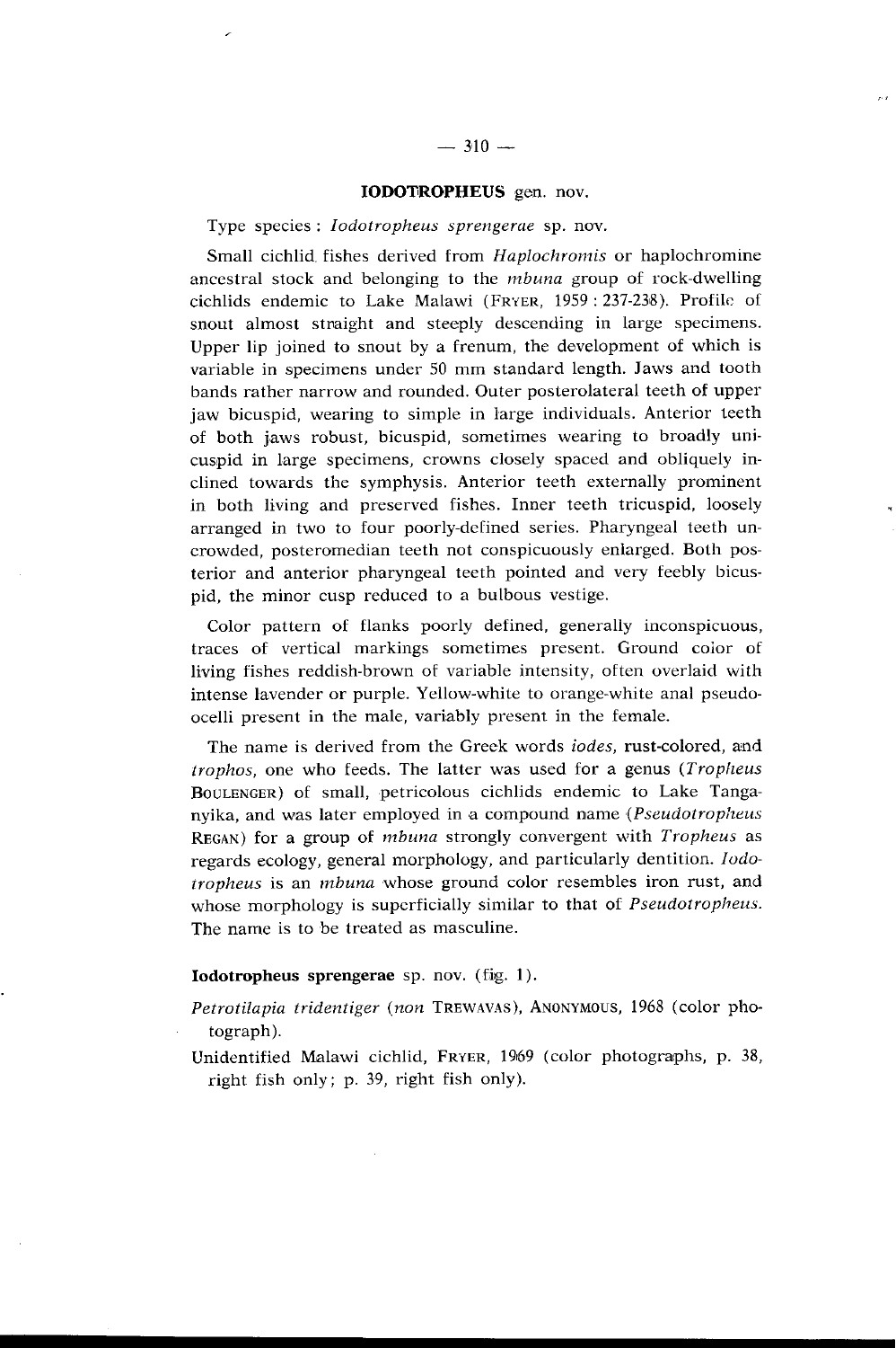## IODOTROPHEUS gen. nov.

Type species : *Iodotropheus sprengerae* sp. nov.

Small cichlid fishes derived from *Haplochromis* or haplochromine ancestral stock and belonging to the *mbuna* group of rock-dwelling cichlids endemic to Lake Malawi (FRYER, 1959 : 237-238). Profile of snout almost straight and steeply descending in large specimens. Upper lip joined to snout by a frenum, the development of which is variable in specimens under 50 mm standard length. Jaws and tooth bands rather narrow and rounded. Outer posterolateral teeth of upper jaw bicuspid, wearing to simple in large individuals. Anterior teeth of both jaws robust, bicuspid, sometimes wearing to broadly unicuspid in large specimens, crowns closely spaced and obliquely inclined towards the symphysis. Anterior teeth externally prominent in both living and preserved fishes. Inner teeth tricuspid, loosely arranged in two to four poorly-defined series. Pharyngeal teeth uncrowded, posteromedian teeth not conspicuously enlarged. Both posterior and anterior pharyngeal teeth pointed and very feebly bicuspid, the minor cusp reduced to a bulbous vestige.

Color pattern of flanks poorly defined, generally inconspicuous, traces of vertical markings sometimes present. Ground color of living fishes reddish-brown of variable intensity, often overlaid with intense lavender or purple. Yellow-white to orange-white anal pseudo-ocelli present in the male, variably present in the female.

The name is derived from the Greek words *iodes*, rust-colored, and *trophos*, one who feeds. The latter was used for a genus (*Tropheus* BOULENGER) of small, petricolous cichlids endemic to Lake Tanganyika, and was later employed in a compound name (*Pseudotropheus* REGAN) for a group of *mbuna* strongly convergent with *Tropheus* as regards ecology, general morphology, and particularly dentition. *Iodotropheus* is an *mbuna* whose ground color resembles iron rust, and whose morphology is superficially similar to that of *Pseudotropheus*. The name is to be treated as masculine.

### Iodotropheus sprengerae sp. nov. (fig. 1).

*Petrotilapia tridentiger* (*non* TREWAVAS), ANONYMOUS, 1968 (color photograph).

Unidentified Malawi cichlid, FRYER, 1969 (color photographs, p. 38, right fish only; p. 39, right fish only).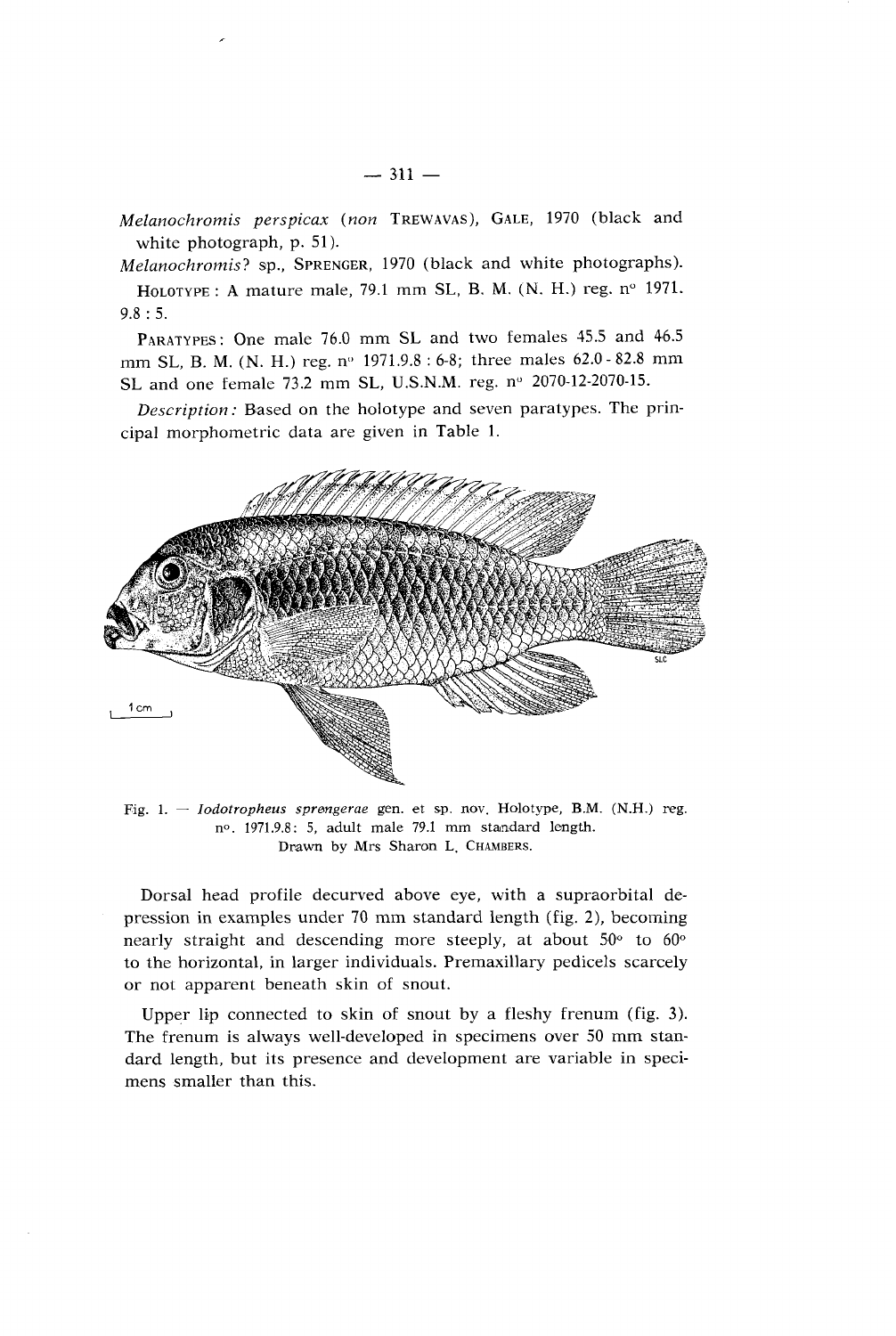*Melanochromis perspicax* (*non* TREWAVAS), GALE, 1970 (black and white photograph, p. 51).

*Melanochromis?* sp., SPRENGER, 1970 (black and white photographs).

HOLOTYPE: A mature male, 79.1 mm SL, B. M. (N. H.) reg. n° 1971. 9.8 : 5.

PARATYPES: One male 76.0 mm SL and two females 45.5 and 46.5 mm SL, B. M. (N. H.) reg. n° 1971.9.8 : 6-8; three males 62.0 - 82.8 mm SL and one female 73.2 mm SL, U.S.N.M. reg. n° 2070-12-2070-15.

*Description:* Based on the holotype and seven paratypes. The principal morphometric data are given in Table 1.

Fig. 1. — *Iodotropheus sprengerae* gen. et sp. nov. Holotype, B.M. (N.H.) reg. n°. 1971.9.8: 5, adult male 79.1 mm standard length. Drawn by Mrs Sharon L. CHAMBERS.

Dorsal head profile decurved above eye, with a supraorbital depression in examples under 70 mm standard length (fig. 2), becoming nearly straight and descending more steeply, at about 50° to 60° to the horizontal, in larger individuals. Premaxillary pedicels scarcely or not apparent beneath skin of snout.

Upper lip connected to skin of snout by a fleshy frenum (fig. 3). The frenum is always well-developed in specimens over 50 mm standard length, but its presence and development are variable in specimens smaller than this.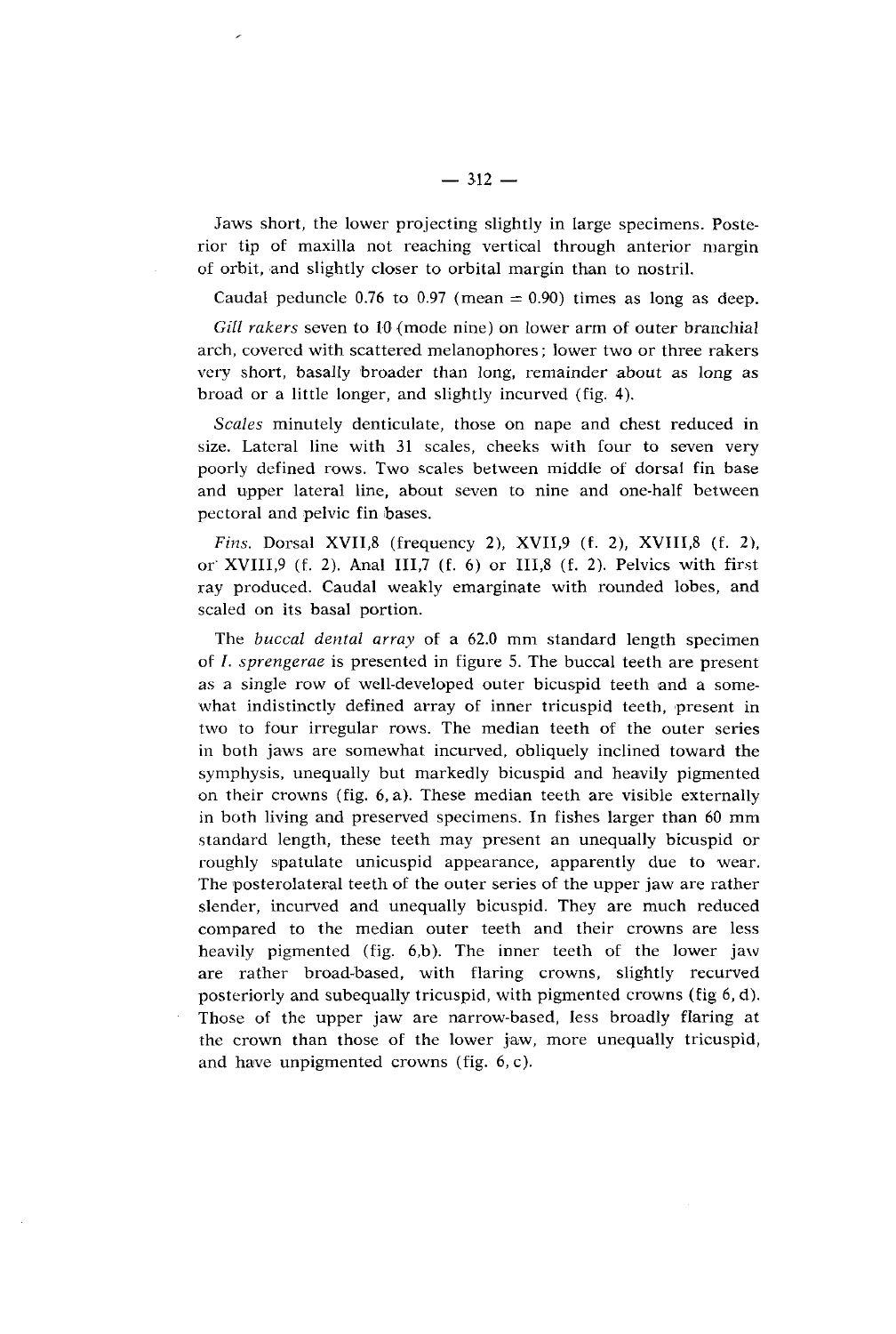Jaws short, the lower projecting slightly in large specimens. Posterior tip of maxilla not reaching vertical through anterior margin of orbit, and slightly closer to orbital margin than to nostril.

Caudal peduncle 0.76 to 0.97 (mean = 0.90) times as long as deep.

*Gill rakers* seven to 10 (mode nine) on lower arm of outer branchial arch, covered with scattered melanophores; lower two or three rakers very short, basally broader than long, remainder about as long as broad or a little longer, and slightly incurved (fig. 4).

*Scales* minutely denticulate, those on nape and chest reduced in size. Lateral line with 31 scales, cheeks with four to seven very poorly defined rows. Two scales between middle of dorsal fin base and upper lateral line, about seven to nine and one-half between pectoral and pelvic fin bases.

*Fins.* Dorsal XVII,8 (frequency 2), XVII,9 (f. 2), XVIII,8 (f. 2), or XVIII,9 (f. 2). Anal III,7 (f. 6) or III,8 (f. 2). Pelvics with first ray produced. Caudal weakly emarginate with rounded lobes, and scaled on its basal portion.

The *buccal dental array* of a 62.0 mm standard length specimen of *I. sprengerae* is presented in figure 5. The buccal teeth are present as a single row of well-developed outer bicuspid teeth and a somewhat indistinctly defined array of inner tricuspid teeth, present in two to four irregular rows. The median teeth of the outer series in both jaws are somewhat incurved, obliquely inclined toward the symphysis, unequally but markedly bicuspid and heavily pigmented on their crowns (fig. 6, a). These median teeth are visible externally in both living and preserved specimens. In fishes larger than 60 mm standard length, these teeth may present an unequally bicuspid or roughly spatulate unicuspid appearance, apparently due to wear. The posterolateral teeth of the outer series of the upper jaw are rather slender, incurved and unequally bicuspid. They are much reduced compared to the median outer teeth and their crowns are less heavily pigmented (fig. 6,b). The inner teeth of the lower jaw are rather broad-based, with flaring crowns, slightly recurved posteriorly and subequally tricuspid, with pigmented crowns (fig 6, d). Those of the upper jaw are narrow-based, less broadly flaring at the crown than those of the lower jaw, more unequally tricuspid, and have unpigmented crowns (fig. 6, c).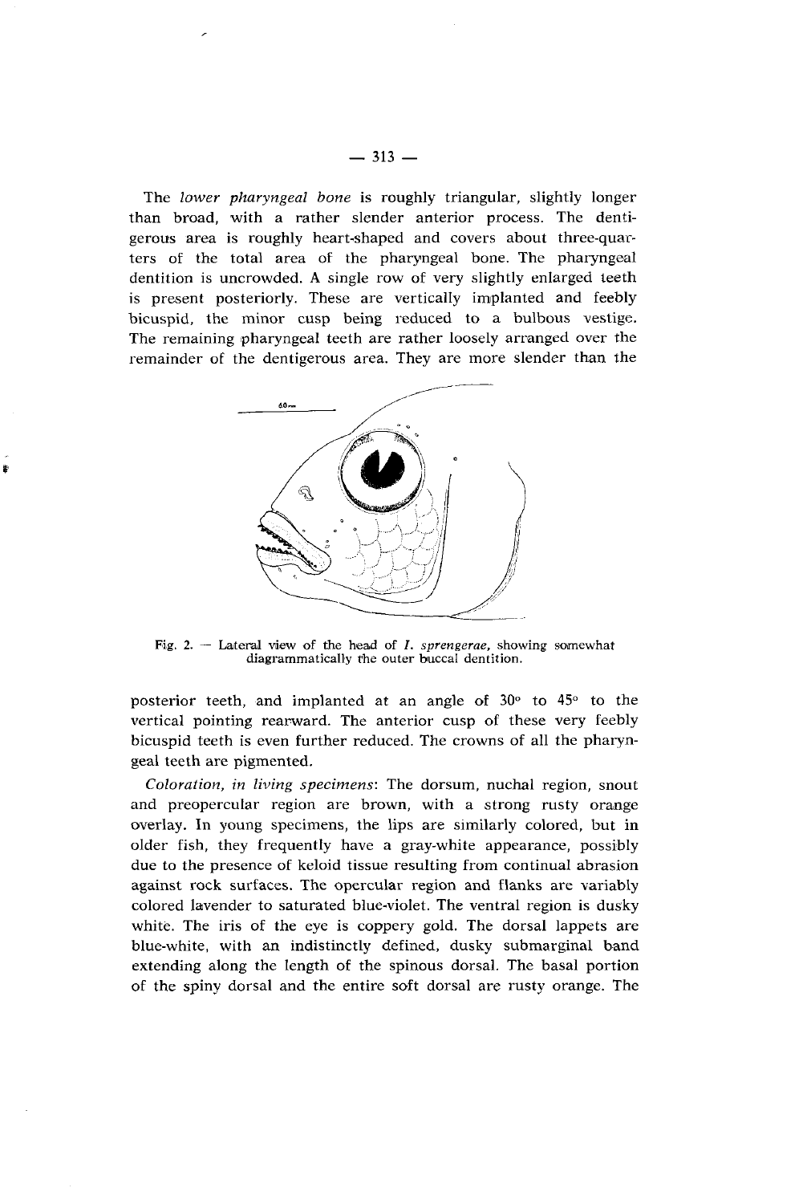The *lower pharyngeal bone* is roughly triangular, slightly longer than broad, with a rather slender anterior process. The dentigerous area is roughly heart-shaped and covers about three-quarters of the total area of the pharyngeal bone. The pharyngeal dentition is uncrowded. A single row of very slightly enlarged teeth is present posteriorly. These are vertically implanted and feebly bicuspid, the minor cusp being reduced to a bulbous vestige. The remaining pharyngeal teeth are rather loosely arranged over the remainder of the dentigerous area. They are more slender than the posterior teeth, and implanted at an angle of 30° to 45° to the vertical pointing rearward. The anterior cusp of these very feebly bicuspid teeth is even further reduced. The crowns of all the pharyngeal teeth are pigmented.

Fig. 2. — Lateral view of the head of *I. sprengerae*, showing somewhat diagrammatically the outer buccal dentition.

*Coloration, in living specimens*: The dorsum, nuchal region, snout and preopercular region are brown, with a strong rusty orange overlay. In young specimens, the lips are similarly colored, but in older fish, they frequently have a gray-white appearance, possibly due to the presence of keloid tissue resulting from continual abrasion against rock surfaces. The opercular region and flanks are variably colored lavender to saturated blue-violet. The ventral region is dusky white. The iris of the eye is coppery gold. The dorsal lappets are blue-white, with an indistinctly defined, dusky submarginal band extending along the length of the spinous dorsal. The basal portion of the spiny dorsal and the entire soft dorsal are rusty orange. The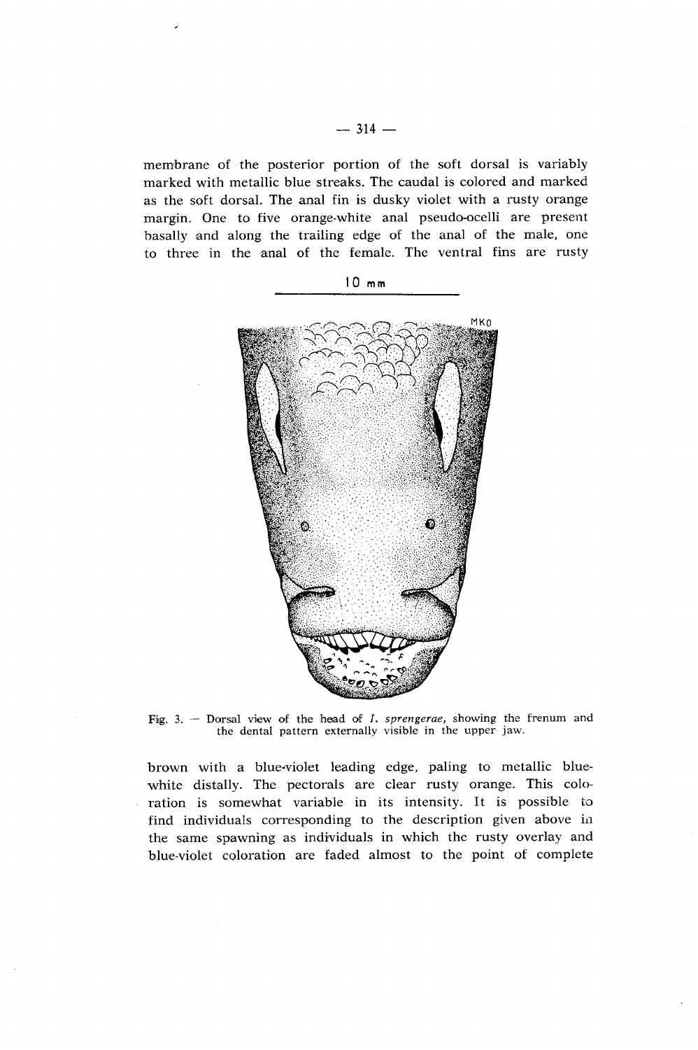membrane of the posterior portion of the soft dorsal is variably marked with metallic blue streaks. The caudal is colored and marked as the soft dorsal. The anal fin is dusky violet with a rusty orange margin. One to five orange-white anal pseudo-ocelli are present basally and along the trailing edge of the anal of the male, one to three in the anal of the female. The ventral fins are rusty

Fig. 3. — Dorsal view of the head of *I. sprengerae*, showing the frenum and the dental pattern externally visible in the upper jaw.

brown with a blue-violet leading edge, paling to metallic blue-white distally. The pectorals are clear rusty orange. This coloration is somewhat variable in its intensity. It is possible to find individuals corresponding to the description given above in the same spawning as individuals in which the rusty overlay and blue-violet coloration are faded almost to the point of complete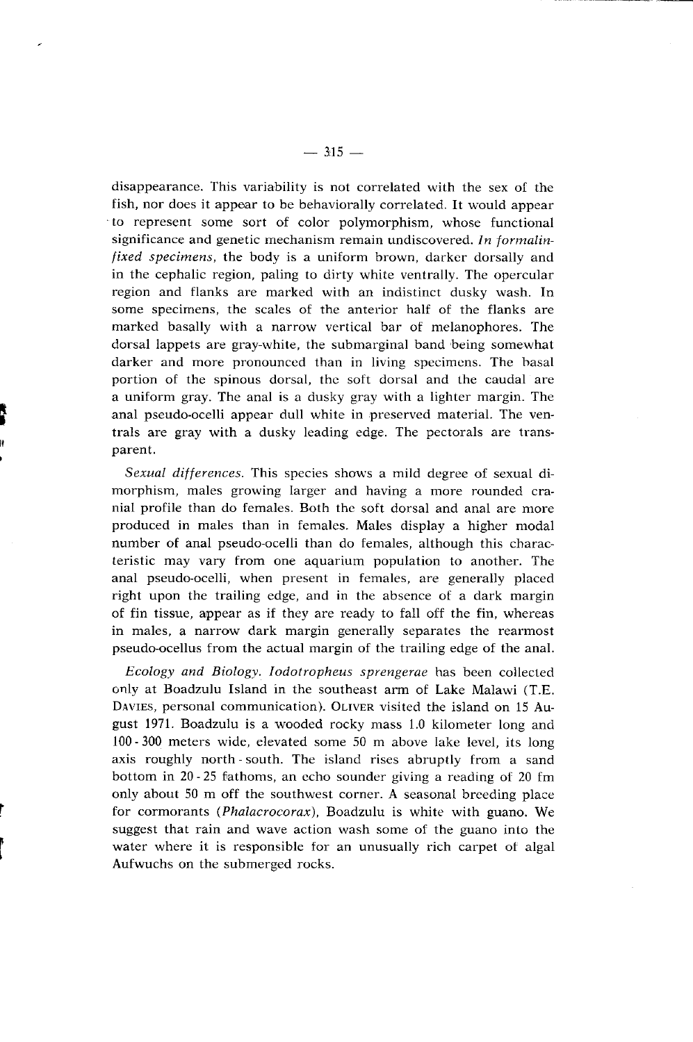disappearance. This variability is not correlated with the sex of the fish, nor does it appear to be behaviorally correlated. It would appear to represent some sort of color polymorphism, whose functional significance and genetic mechanism remain undiscovered. *In formalin-fixed specimens*, the body is a uniform brown, darker dorsally and in the cephalic region, paling to dirty white ventrally. The opercular region and flanks are marked with an indistinct dusky wash. In some specimens, the scales of the anterior half of the flanks are marked basally with a narrow vertical bar of melanophores. The dorsal lappets are gray-white, the submarginal band being somewhat darker and more pronounced than in living specimens. The basal portion of the spinous dorsal, the soft dorsal and the caudal are a uniform gray. The anal is a dusky gray with a lighter margin. The anal pseudo-ocelli appear dull white in preserved material. The ventrals are gray with a dusky leading edge. The pectorals are transparent.

*Sexual differences.* This species shows a mild degree of sexual dimorphism, males growing larger and having a more rounded cranial profile than do females. Both the soft dorsal and anal are more produced in males than in females. Males display a higher modal number of anal pseudo-ocelli than do females, although this characteristic may vary from one aquarium population to another. The anal pseudo-ocelli, when present in females, are generally placed right upon the trailing edge, and in the absence of a dark margin of fin tissue, appear as if they are ready to fall off the fin, whereas in males, a narrow dark margin generally separates the rearmost pseudo-ocellus from the actual margin of the trailing edge of the anal.

*Ecology and Biology. Iodotropheus sprengerae* has been collected only at Boadzulu Island in the southeast arm of Lake Malawi (T.E. Davies, personal communication). Oliver visited the island on 15 August 1971. Boadzulu is a wooded rocky mass 1.0 kilometer long and 100 - 300 meters wide, elevated some 50 m above lake level, its long axis roughly north - south. The island rises abruptly from a sand bottom in 20 - 25 fathoms, an echo sounder giving a reading of 20 fm only about 50 m off the southwest corner. A seasonal breeding place for cormorants (*Phalacrocorax*), Boadzulu is white with guano. We suggest that rain and wave action wash some of the guano into the water where it is responsible for an unusually rich carpet of algal Aufwuchs on the submerged rocks.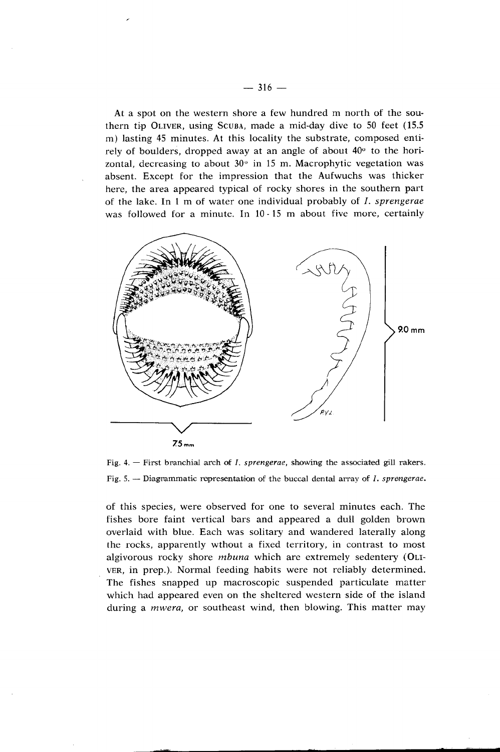At a spot on the western shore a few hundred m north of the southern tip OLIVER, using SCUBA, made a mid-day dive to 50 feet (15.5 m) lasting 45 minutes. At this locality the substrate, composed entirely of boulders, dropped away at an angle of about 40° to the horizontal, decreasing to about 30° in 15 m. Macrophytic vegetation was absent. Except for the impression that the Aufwuchs was thicker here, the area appeared typical of rocky shores in the southern part of the lake. In 1 m of water one individual probably of *I. sprengerae* was followed for a minute. In 10 - 15 m about five more, certainly

Fig. 4. — First branchial arch of *I. sprengerae*, showing the associated gill rakers.

Fig. 5. — Diagrammatic representation of the buccal dental array of *I. sprengerae*.

of this species, were observed for one to several minutes each. The fishes bore faint vertical bars and appeared a dull golden brown overlaid with blue. Each was solitary and wandered laterally along the rocks, apparently wthout a fixed territory, in contrast to most algivorous rocky shore *mbuna* which are extremely sedentery (OLIVER, in prep.). Normal feeding habits were not reliably determined. The fishes snapped up macroscopic suspended particulate matter which had appeared even on the sheltered western side of the island during a *mwera*, or southeast wind, then blowing. This matter may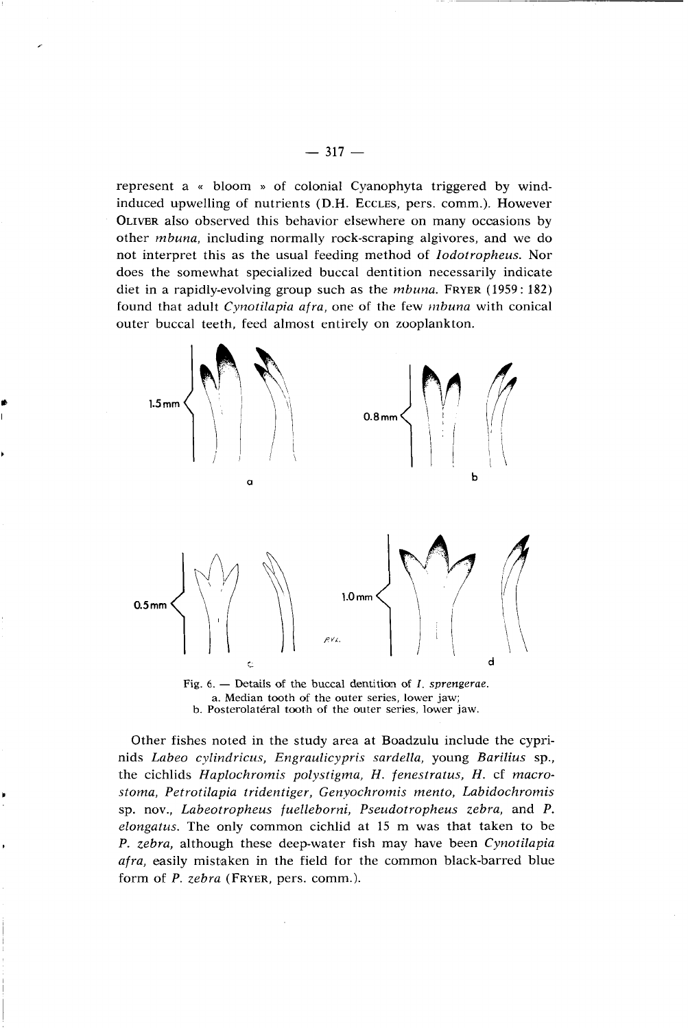represent a « bloom » of colonial Cyanophyta triggered by wind-induced upwelling of nutrients (D.H. ECCLES, pers. comm.). However OLIVER also observed this behavior elsewhere on many occasions by other *mbuna*, including normally rock-scraping algivores, and we do not interpret this as the usual feeding method of *Iodotropheus*. Nor does the somewhat specialized buccal dentition necessarily indicate diet in a rapidly-evolving group such as the *mbuna*. FRYER (1959: 182) found that adult *Cynotilapia afra*, one of the few *mbuna* with conical outer buccal teeth, feed almost entirely on zooplankton.

Fig. 6. — Details of the buccal dentition of *I. sprengerae*.
a. Median tooth of the outer series, lower jaw;
b. Posterolatéral tooth of the outer series, lower jaw.

Other fishes noted in the study area at Boadzulu include the cyprinids *Labeo cylindricus*, *Engraulicypris sardella*, young *Barilius* sp., the cichlids *Haplochromis polystigma*, *H. fenestratus*, *H.* cf *macrostoma*, *Petrotilapia tridentiger*, *Genyochromis mento*, *Labidochromis* sp. nov., *Labeotropheus fuelleborni*, *Pseudotropheus zebra*, and *P. elongatus*. The only common cichlid at 15 m was that taken to be *P. zebra*, although these deep-water fish may have been *Cynotilapia afra*, easily mistaken in the field for the common black-barred blue form of *P. zebra* (FRYER, pers. comm.).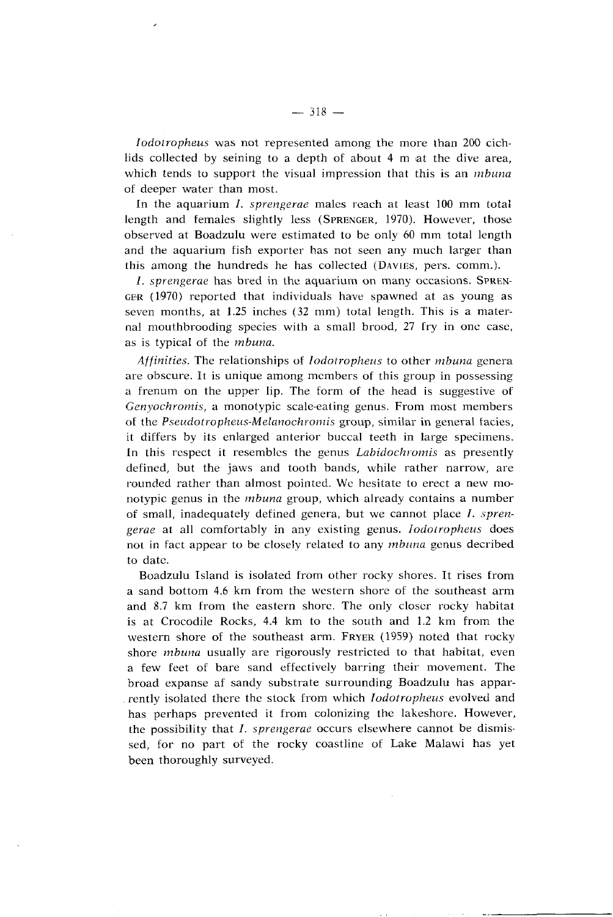*Iodotropheus* was not represented among the more than 200 cichlids collected by seining to a depth of about 4 m at the dive area, which tends to support the visual impression that this is an *mbuna* of deeper water than most.

In the aquarium *I. sprengerae* males reach at least 100 mm total length and females slightly less (SPRENGER, 1970). However, those observed at Boadzulu were estimated to be only 60 mm total length and the aquarium fish exporter has not seen any much larger than this among the hundreds he has collected (DAVIES, pers. comm.).

*I. sprengerae* has bred in the aquarium on many occasions. SPRENGER (1970) reported that individuals have spawned at as young as seven months, at 1.25 inches (32 mm) total length. This is a maternal mouthbrooding species with a small brood, 27 fry in one case, as is typical of the *mbuna*.

*Affinities.* The relationships of *Iodotropheus* to other *mbuna* genera are obscure. It is unique among members of this group in possessing a frenum on the upper lip. The form of the head is suggestive of *Genyochromis*, a monotypic scale-eating genus. From most members of the *Pseudotropheus-Melanochromis* group, similar in general facies, it differs by its enlarged anterior buccal teeth in large specimens. In this respect it resembles the genus *Labidochromis* as presently defined, but the jaws and tooth bands, while rather narrow, are rounded rather than almost pointed. We hesitate to erect a new monotypic genus in the *mbuna* group, which already contains a number of small, inadequately defined genera, but we cannot place *I. sprengerae* at all comfortably in any existing genus. *Iodotropheus* does not in fact appear to be closely related to any *mbuna* genus decribed to date.

Boadzulu Island is isolated from other rocky shores. It rises from a sand bottom 4.6 km from the western shore of the southeast arm and 8.7 km from the eastern shore. The only closer rocky habitat is at Crocodile Rocks, 4.4 km to the south and 1.2 km from the western shore of the southeast arm. FRYER (1959) noted that rocky shore *mbuna* usually are rigorously restricted to that habitat, even a few feet of bare sand effectively barring their movement. The broad expanse af sandy substrate surrounding Boadzulu has apparently isolated there the stock from which *Iodotropheus* evolved and has perhaps prevented it from colonizing the lakeshore. However, the possibility that *I. sprengerae* occurs elsewhere cannot be dismissed, for no part of the rocky coastline of Lake Malawi has yet been thoroughly surveyed.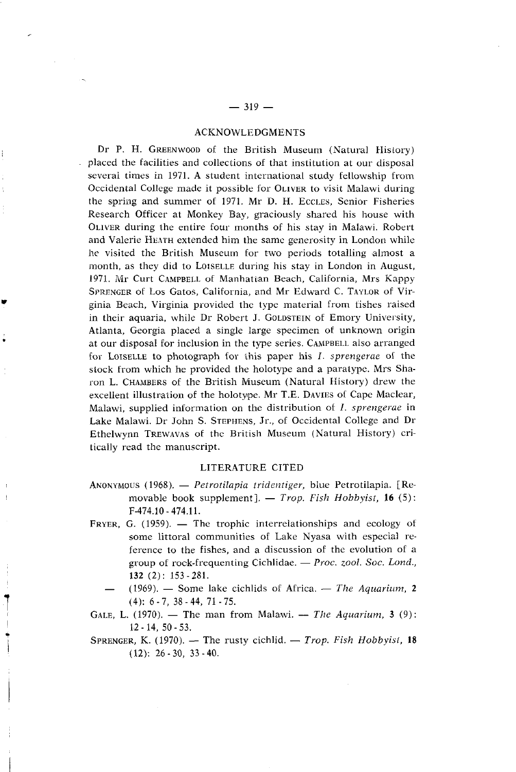## ACKNOWLEDGMENTS

Dr P. H. GREENWOOD of the British Museum (Natural History) placed the facilities and collections of that institution at our disposal several times in 1971. A student international study fellowship from Occidental College made it possible for OLIVER to visit Malawi during the spring and summer of 1971. Mr D. H. ECCLES, Senior Fisheries Research Officer at Monkey Bay, graciously shared his house with OLIVER during the entire four months of his stay in Malawi. Robert and Valerie HEATH extended him the same generosity in London while he visited the British Museum for two periods totalling almost a month, as they did to LOISELLE during his stay in London in August, 1971. Mr Curt CAMPBELL of Manhattan Beach, California, Mrs Kappy SPRENGER of Los Gatos, California, and Mr Edward C. TAYLOR of Virginia Beach, Virginia provided the type material from fishes raised in their aquaria, while Dr Robert J. GOLDSTEIN of Emory University, Atlanta, Georgia placed a single large specimen of unknown origin at our disposal for inclusion in the type series. CAMPBELL also arranged for LOISELLE to photograph for this paper his *I. sprengerae* of the stock from which he provided the holotype and a paratype. Mrs Sharon L. CHAMBERS of the British Museum (Natural History) drew the excellent illustration of the holotype. Mr T.E. DAVIES of Cape Maclear, Malawi, supplied information on the distribution of *I. sprengerae* in Lake Malawi. Dr John S. STEPHENS, Jr., of Occidental College and Dr Ethelwynn TREWAVAS of the British Museum (Natural History) critically read the manuscript.

## LITERATURE CITED

ANONYMOUS (1968). — *Petrotilapia tridentiger*, blue Petrotilapia. [Removable book supplement]. — *Trop. Fish Hobbyist*, **16** (5): F-474.10 - 474.11.

FRYER, G. (1959). — The trophic interrelationships and ecology of some littoral communities of Lake Nyasa with especial reference to the fishes, and a discussion of the evolution of a group of rock-frequenting Cichlidae. — *Proc. zool. Soc. Lond.*, **132** (2): 153 - 281.

— (1969). — Some lake cichlids of Africa. — *The Aquarium*, **2** (4): 6 - 7, 38 - 44, 71 - 75.

GALE, L. (1970). — The man from Malawi. — *The Aquarium*, **3** (9): 12 - 14, 50 - 53.

SPRENGER, K. (1970). — The rusty cichlid. — *Trop. Fish Hobbyist*, **18** (12): 26 - 30, 33 - 40.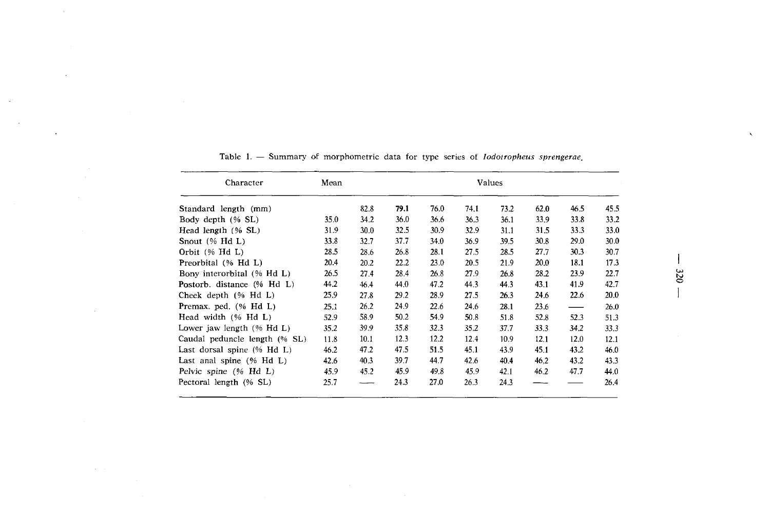Table 1. — Summary of morphometric data for type series of *Iodotropheus sprengerae*.

| Character | Mean | Values | | | | | | | |
|---|---|---|---|---|---|---|---|---|---|
| Standard length (mm) | | 82.8 | **79.1** | 76.0 | 74.1 | 73.2 | 62.0 | 46.5 | 45.5 |
| Body depth (% SL) | 35.0 | 34.2 | 36.0 | 36.6 | 36.3 | 36.1 | 33.9 | 33.8 | 33.2 |
| Head length (% SL) | 31.9 | 30.0 | 32.5 | 30.9 | 32.9 | 31.1 | 31.5 | 33.3 | 33.0 |
| Snout (% Hd L) | 33.8 | 32.7 | 37.7 | 34.0 | 36.9 | 39.5 | 30.8 | 29.0 | 30.0 |
| Orbit (% Hd L) | 28.5 | 28.6 | 26.8 | 28.1 | 27.5 | 28.5 | 27.7 | 30.3 | 30.7 |
| Preorbital (% Hd L) | 20.4 | 20.2 | 22.2 | 23.0 | 20.5 | 21.9 | 20.0 | 18.1 | 17.3 |
| Bony interorbital (% Hd L) | 26.5 | 27.4 | 28.4 | 26.8 | 27.9 | 26.8 | 28.2 | 23.9 | 22.7 |
| Postorb. distance (% Hd L) | 44.2 | 46.4 | 44.0 | 47.2 | 44.3 | 44.3 | 43.1 | 41.9 | 42.7 |
| Cheek depth (% Hd L) | 25.9 | 27.8 | 29.2 | 28.9 | 27.5 | 26.3 | 24.6 | 22.6 | 20.0 |
| Premax. ped. (% Hd L) | 25.1 | 26.2 | 24.9 | 22.6 | 24.6 | 28.1 | 23.6 | — | 26.0 |
| Head width (% Hd L) | 52.9 | 58.9 | 50.2 | 54.9 | 50.8 | 51.8 | 52.8 | 52.3 | 51.3 |
| Lower jaw length (% Hd L) | 35.2 | 39.9 | 35.8 | 32.3 | 35.2 | 37.7 | 33.3 | 34.2 | 33.3 |
| Caudal peduncle length (% SL) | 11.8 | 10.1 | 12.3 | 12.2 | 12.4 | 10.9 | 12.1 | 12.0 | 12.1 |
| Last dorsal spine (% Hd L) | 46.2 | 47.2 | 47.5 | 51.5 | 45.1 | 43.9 | 45.1 | 43.2 | 46.0 |
| Last anal spine (% Hd L) | 42.6 | 40.3 | 39.7 | 44.7 | 42.6 | 40.4 | 46.2 | 43.2 | 43.3 |
| Pelvic spine (% Hd L) | 45.9 | 45.2 | 45.9 | 49.8 | 45.9 | 42.1 | 46.2 | 47.7 | 44.0 |
| Pectoral length (% SL) | 25.7 | — | 24.3 | 27.0 | 26.3 | 24.3 | — | — | 26.4 |